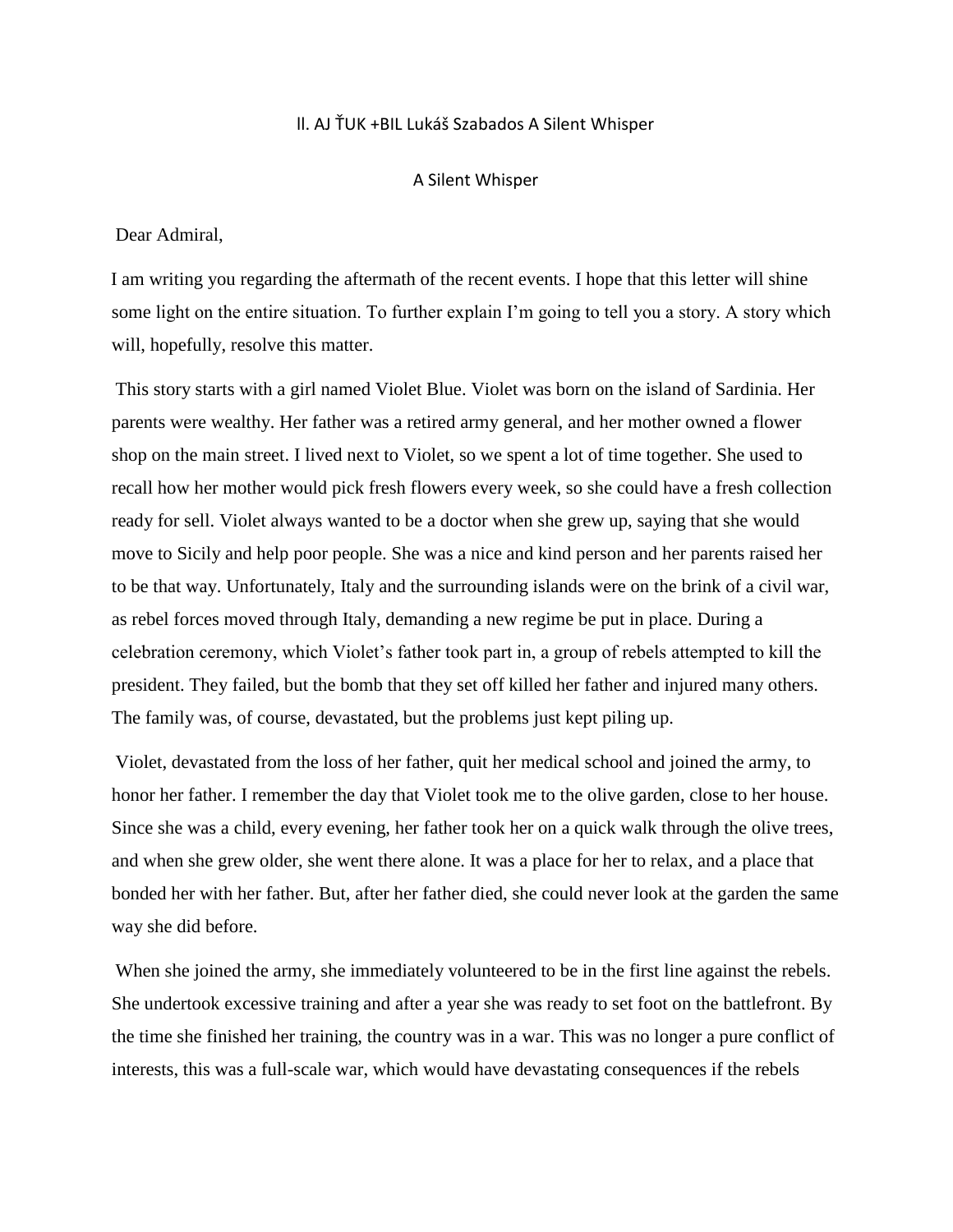ll. AJ ŤUK +BIL Lukáš Szabados A Silent Whisper

# A Silent Whisper

Dear Admiral,

I am writing you regarding the aftermath of the recent events. I hope that this letter will shine some light on the entire situation. To further explain I'm going to tell you a story. A story which will, hopefully, resolve this matter.

This story starts with a girl named Violet Blue. Violet was born on the island of Sardinia. Her parents were wealthy. Her father was a retired army general, and her mother owned a flower shop on the main street. I lived next to Violet, so we spent a lot of time together. She used to recall how her mother would pick fresh flowers every week, so she could have a fresh collection ready for sell. Violet always wanted to be a doctor when she grew up, saying that she would move to Sicily and help poor people. She was a nice and kind person and her parents raised her to be that way. Unfortunately, Italy and the surrounding islands were on the brink of a civil war, as rebel forces moved through Italy, demanding a new regime be put in place. During a celebration ceremony, which Violet's father took part in, a group of rebels attempted to kill the president. They failed, but the bomb that they set off killed her father and injured many others. The family was, of course, devastated, but the problems just kept piling up.

Violet, devastated from the loss of her father, quit her medical school and joined the army, to honor her father. I remember the day that Violet took me to the olive garden, close to her house. Since she was a child, every evening, her father took her on a quick walk through the olive trees, and when she grew older, she went there alone. It was a place for her to relax, and a place that bonded her with her father. But, after her father died, she could never look at the garden the same way she did before.

When she joined the army, she immediately volunteered to be in the first line against the rebels. She undertook excessive training and after a year she was ready to set foot on the battlefront. By the time she finished her training, the country was in a war. This was no longer a pure conflict of interests, this was a full-scale war, which would have devastating consequences if the rebels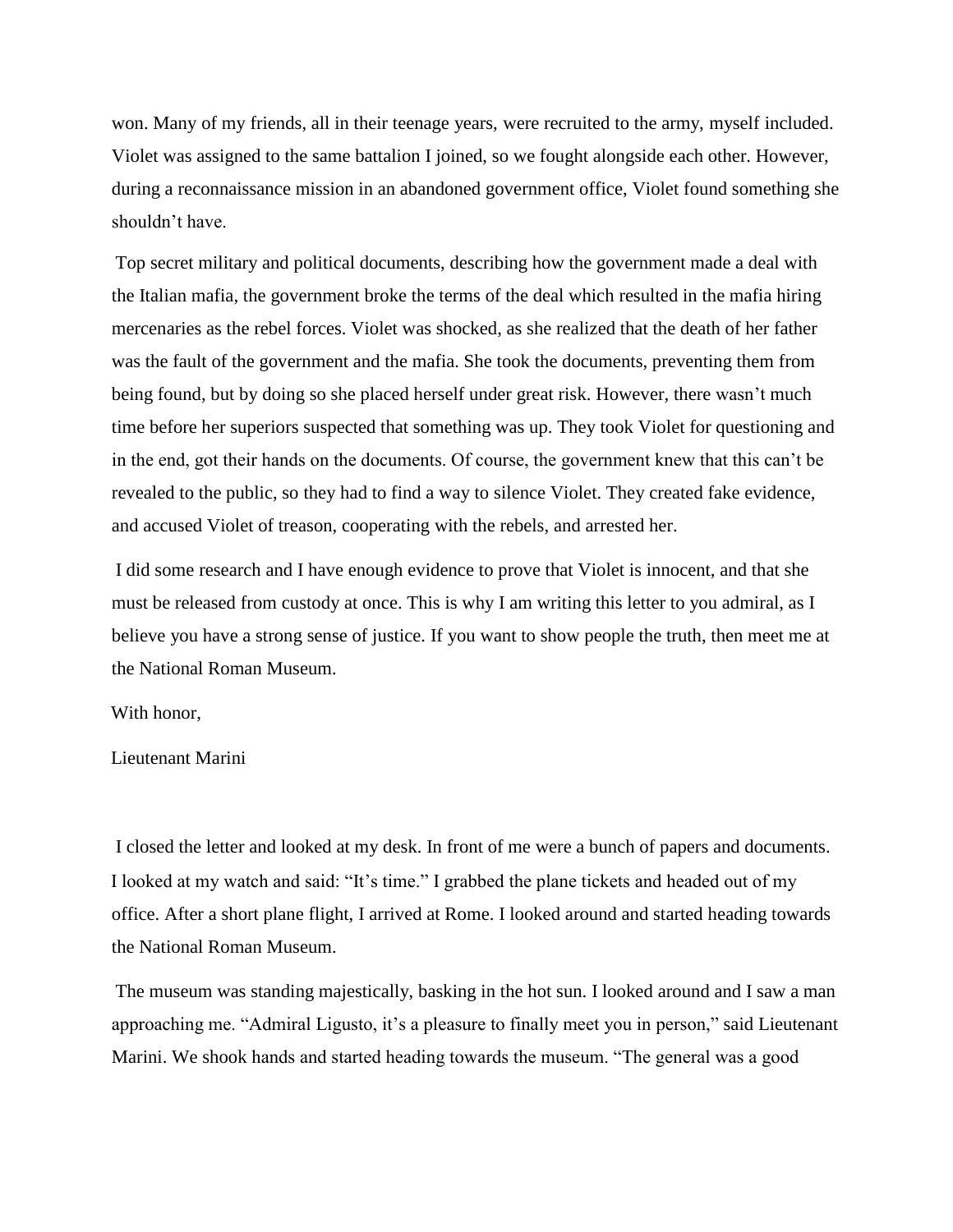won. Many of my friends, all in their teenage years, were recruited to the army, myself included. Violet was assigned to the same battalion I joined, so we fought alongside each other. However, during a reconnaissance mission in an abandoned government office, Violet found something she shouldn't have.

Top secret military and political documents, describing how the government made a deal with the Italian mafia, the government broke the terms of the deal which resulted in the mafia hiring mercenaries as the rebel forces. Violet was shocked, as she realized that the death of her father was the fault of the government and the mafia. She took the documents, preventing them from being found, but by doing so she placed herself under great risk. However, there wasn't much time before her superiors suspected that something was up. They took Violet for questioning and in the end, got their hands on the documents. Of course, the government knew that this can't be revealed to the public, so they had to find a way to silence Violet. They created fake evidence, and accused Violet of treason, cooperating with the rebels, and arrested her.

I did some research and I have enough evidence to prove that Violet is innocent, and that she must be released from custody at once. This is why I am writing this letter to you admiral, as I believe you have a strong sense of justice. If you want to show people the truth, then meet me at the National Roman Museum.

With honor,

Lieutenant Marini

I closed the letter and looked at my desk. In front of me were a bunch of papers and documents. I looked at my watch and said: "It's time." I grabbed the plane tickets and headed out of my office. After a short plane flight, I arrived at Rome. I looked around and started heading towards the National Roman Museum.

The museum was standing majestically, basking in the hot sun. I looked around and I saw a man approaching me. "Admiral Ligusto, it's a pleasure to finally meet you in person," said Lieutenant Marini. We shook hands and started heading towards the museum. "The general was a good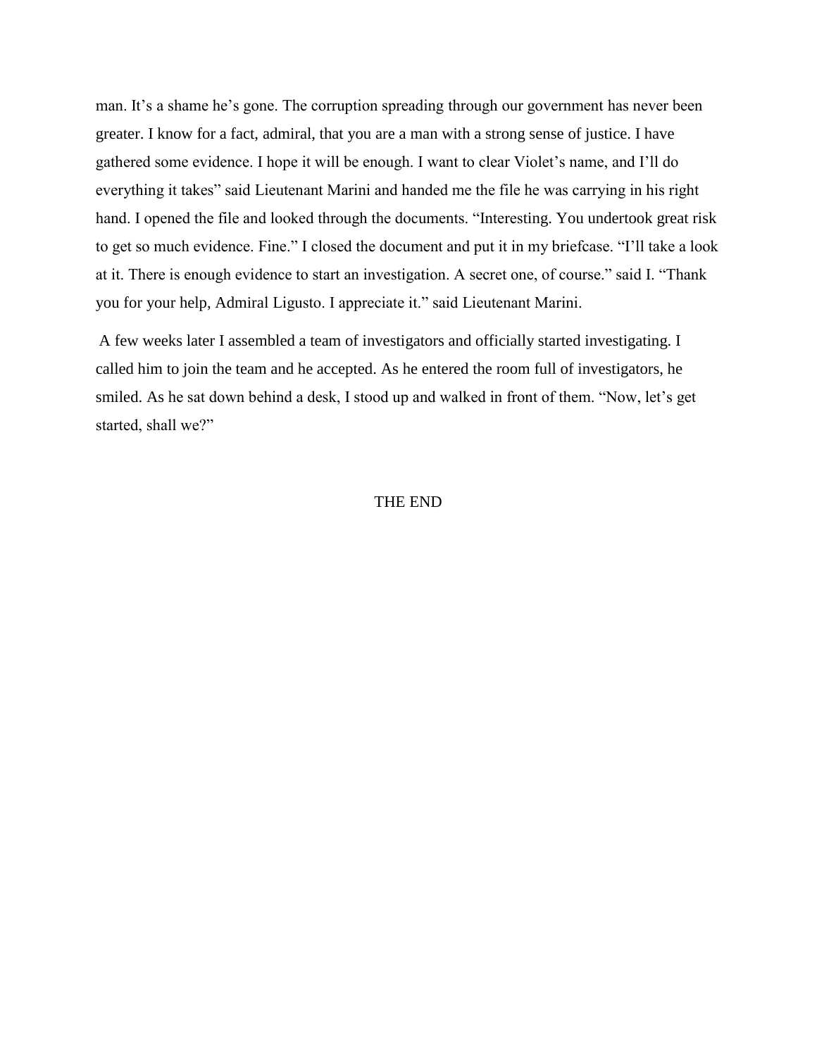man. It’s a shame he’s gone. The corruption spreading through our government has never been greater. I know for a fact, admiral, that you are a man with a strong sense of justice. I have gathered some evidence. I hope it will be enough. I want to clear Violet’s name, and I’ll do everything it takes” said Lieutenant Marini and handed me the file he was carrying in his right hand. I opened the file and looked through the documents. “Interesting. You undertook great risk to get so much evidence. Fine.” I closed the document and put it in my briefcase. “I’ll take a look at it. There is enough evidence to start an investigation. A secret one, of course.” said I. “Thank you for your help, Admiral Ligusto. I appreciate it.” said Lieutenant Marini.

A few weeks later I assembled a team of investigators and officially started investigating. I called him to join the team and he accepted. As he entered the room full of investigators, he smiled. As he sat down behind a desk, I stood up and walked in front of them. “Now, let’s get started, shall we?”

THE END